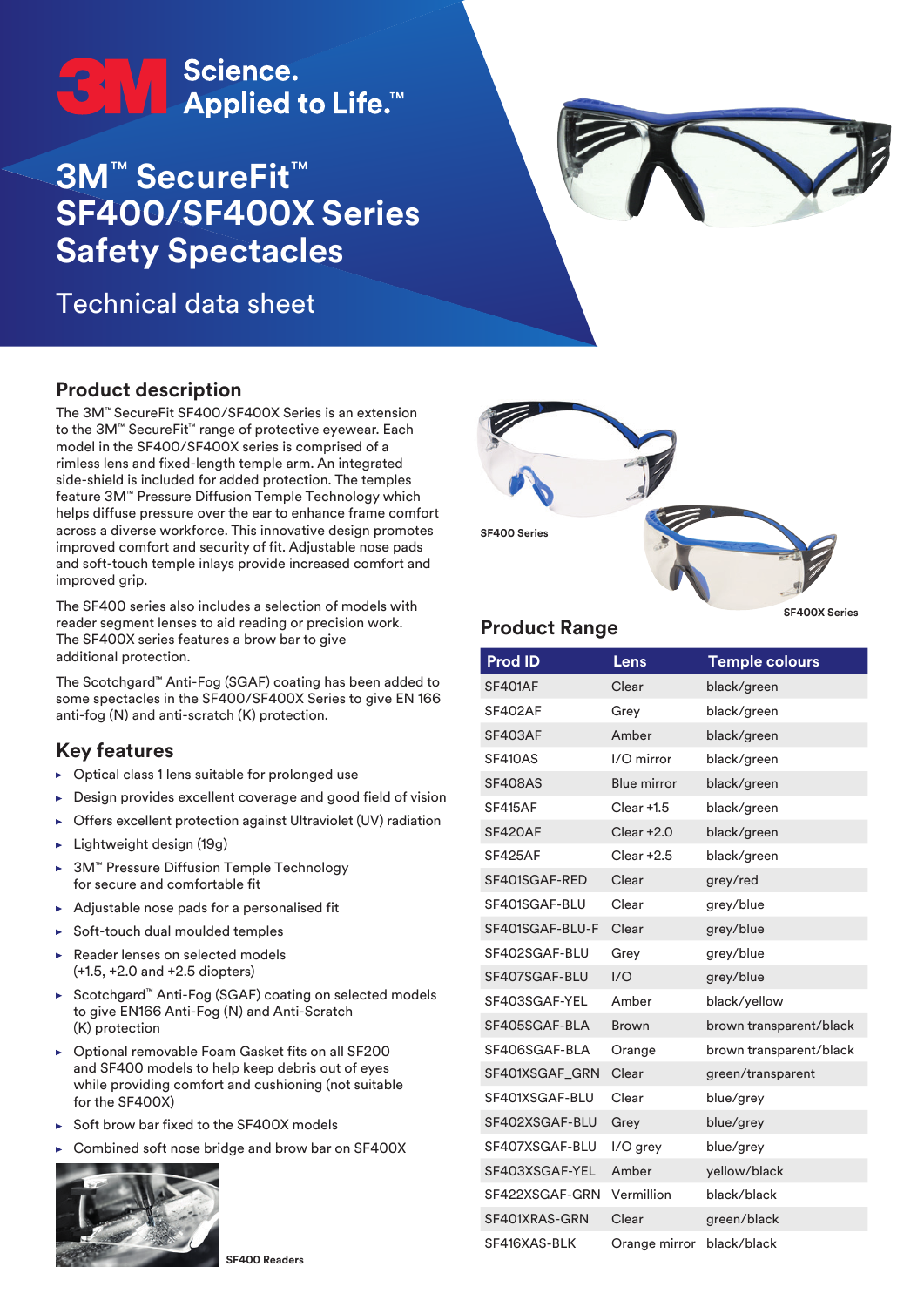3M Science. Applied to Life.™

# 3M™ SecureFit™ SF400/SF400X Series Safety Spectacles

Technical data sheet

## Product description

The 3M™ SecureFit SF400/SF400X Series is an extension to the 3M™ SecureFit™ range of protective eyewear. Each model in the SF400/SF400X series is comprised of a rimless lens and fixed-length temple arm. An integrated side-shield is included for added protection. The temples feature 3M™ Pressure Diffusion Temple Technology which helps diffuse pressure over the ear to enhance frame comfort across a diverse workforce. This innovative design promotes improved comfort and security of fit. Adjustable nose pads and soft-touch temple inlays provide increased comfort and improved grip.

The SF400 series also includes a selection of models with reader segment lenses to aid reading or precision work. The SF400X series features a brow bar to give additional protection.

The Scotchgard™ Anti-Fog (SGAF) coating has been added to some spectacles in the SF400/SF400X Series to give EN 166 anti-fog (N) and anti-scratch (K) protection.

## Key features

- Optical class 1 lens suitable for prolonged use
- Design provides excellent coverage and good field of vision
- Offers excellent protection against Ultraviolet (UV) radiation
- Lightweight design (19g)
- 3M™ Pressure Diffusion Temple Technology for secure and comfortable fit
- Adjustable nose pads for a personalised fit
- Soft-touch dual moulded temples
- Reader lenses on selected models (+1.5, +2.0 and +2.5 diopters)
- Scotchgard™ Anti-Fog (SGAF) coating on selected models to give EN166 Anti-Fog (N) and Anti-Scratch (K) protection
- Optional removable Foam Gasket fits on all SF200 and SF400 models to help keep debris out of eyes while providing comfort and cushioning (not suitable for the SF400X)
- Soft brow bar fixed to the SF400X models
- Combined soft nose bridge and brow bar on SF400X

SF400 Readers

SF400 Series

SF400X Series

## Product Range

| Prod ID | Lens | Temple colours |
|---|---|---|
| SF401AF | Clear | black/green |
| SF402AF | Grey | black/green |
| SF403AF | Amber | black/green |
| SF410AS | I/O mirror | black/green |
| SF408AS | Blue mirror | black/green |
| SF415AF | Clear +1.5 | black/green |
| SF420AF | Clear +2.0 | black/green |
| SF425AF | Clear +2.5 | black/green |
| SF401SGAF-RED | Clear | grey/red |
| SF401SGAF-BLU | Clear | grey/blue |
| SF401SGAF-BLU-F | Clear | grey/blue |
| SF402SGAF-BLU | Grey | grey/blue |
| SF407SGAF-BLU | I/O | grey/blue |
| SF403SGAF-YEL | Amber | black/yellow |
| SF405SGAF-BLA | Brown | brown transparent/black |
| SF406SGAF-BLA | Orange | brown transparent/black |
| SF401XSGAF_GRN | Clear | green/transparent |
| SF401XSGAF-BLU | Clear | blue/grey |
| SF402XSGAF-BLU | Grey | blue/grey |
| SF407XSGAF-BLU | I/O grey | blue/grey |
| SF403XSGAF-YEL | Amber | yellow/black |
| SF422XSGAF-GRN | Vermillion | black/black |
| SF401XRAS-GRN | Clear | green/black |
| SF416XAS-BLK | Orange mirror | black/black |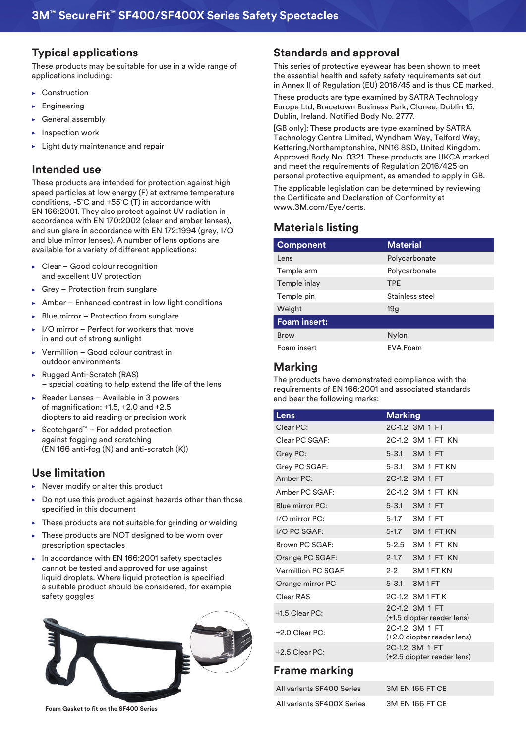## Typical applications

These products may be suitable for use in a wide range of applications including:

- Construction
- Engineering
- General assembly
- Inspection work
- Light duty maintenance and repair

## Intended use

These products are intended for protection against high speed particles at low energy (F) at extreme temperature conditions, -5˚C and +55˚C (T) in accordance with EN 166:2001. They also protect against UV radiation in accordance with EN 170:2002 (clear and amber lenses), and sun glare in accordance with EN 172:1994 (grey, I/O and blue mirror lenses). A number of lens options are available for a variety of different applications:

- Clear – Good colour recognition and excellent UV protection
- Grey – Protection from sunglare
- Amber – Enhanced contrast in low light conditions
- Blue mirror – Protection from sunglare
- I/O mirror – Perfect for workers that move in and out of strong sunlight
- Vermillion – Good colour contrast in outdoor environments
- Rugged Anti-Scratch (RAS) – special coating to help extend the life of the lens
- Reader Lenses – Available in 3 powers of magnification: +1.5, +2.0 and +2.5 diopters to aid reading or precision work
- Scotchgard™ – For added protection against fogging and scratching (EN 166 anti-fog (N) and anti-scratch (K))

## Use limitation

- Never modify or alter this product
- Do not use this product against hazards other than those specified in this document
- These products are not suitable for grinding or welding
- These products are NOT designed to be worn over prescription spectacles
- In accordance with EN 166:2001 safety spectacles cannot be tested and approved for use against liquid droplets. Where liquid protection is specified a suitable product should be considered, for example safety goggles

Foam Gasket to fit on the SF400 Series

## Standards and approval

This series of protective eyewear has been shown to meet the essential health and safety safety requirements set out in Annex II of Regulation (EU) 2016/45 and is thus CE marked.

These products are type examined by SATRA Technology Europe Ltd, Bracetown Business Park, Clonee, Dublin 15, Dublin, Ireland. Notified Body No. 2777.

[GB only]: These products are type examined by SATRA Technology Centre Limited, Wyndham Way, Telford Way, Kettering,Northamptonshire, NN16 8SD, United Kingdom. Approved Body No. 0321. These products are UKCA marked and meet the requirements of Regulation 2016/425 on personal protective equipment, as amended to apply in GB.

The applicable legislation can be determined by reviewing the Certificate and Declaration of Conformity at www.3M.com/Eye/certs.

## Materials listing

| Component | Material |
|---|---|
| Lens | Polycarbonate |
| Temple arm | Polycarbonate |
| Temple inlay | TPE |
| Temple pin | Stainless steel |
| Weight | 19g |
| **Foam insert:** | |
| Brow | Nylon |
| Foam insert | EVA Foam |

## Marking

The products have demonstrated compliance with the requirements of EN 166:2001 and associated standards and bear the following marks:

| Lens | Marking |
|---|---|
| Clear PC: | 2C-1.2 3M 1 FT |
| Clear PC SGAF: | 2C-1.2 3M 1 FT KN |
| Grey PC: | 5-3.1 3M 1 FT |
| Grey PC SGAF: | 5-3.1 3M 1 FT KN |
| Amber PC: | 2C-1.2 3M 1 FT |
| Amber PC SGAF: | 2C-1.2 3M 1 FT KN |
| Blue mirror PC: | 5-3.1 3M 1 FT |
| I/O mirror PC: | 5-1.7 3M 1 FT |
| I/O PC SGAF: | 5-1.7 3M 1 FT KN |
| Brown PC SGAF: | 5-2.5 3M 1 FT KN |
| Orange PC SGAF: | 2-1.7 3M 1 FT KN |
| Vermillion PC SGAF | 2-2 3M 1 FT KN |
| Orange mirror PC | 5-3.1 3M 1 FT |
| Clear RAS | 2C-1.2 3M 1 FT K |
| +1.5 Clear PC: | 2C-1.2 3M 1 FT (+1.5 diopter reader lens) |
| +2.0 Clear PC: | 2C-1.2 3M 1 FT (+2.0 diopter reader lens) |
| +2.5 Clear PC: | 2C-1.2 3M 1 FT (+2.5 diopter reader lens) |

## Frame marking

| | |
|---|---|
| All variants SF400 Series | 3M EN 166 FT CE |
| All variants SF400X Series | 3M EN 166 FT CE |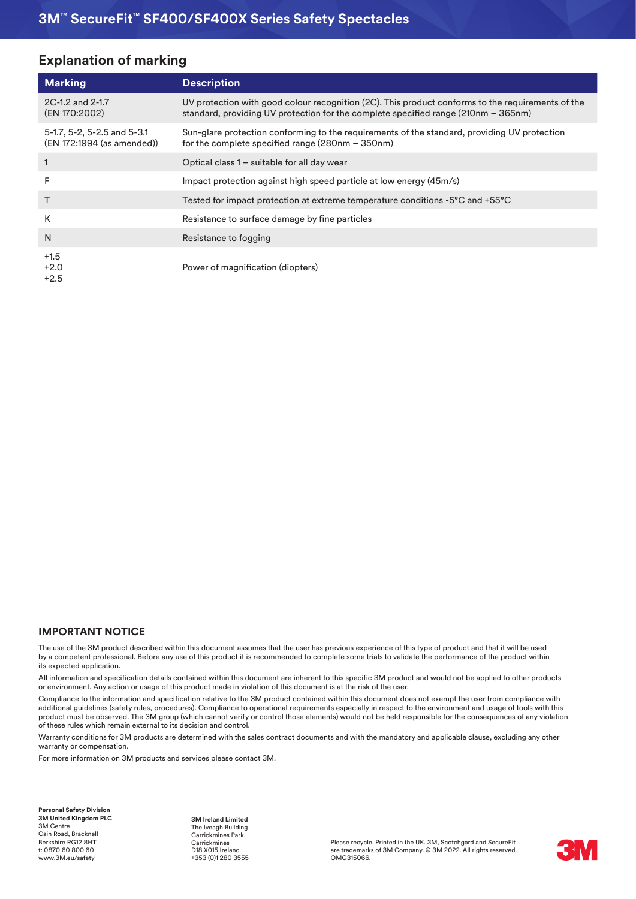## Explanation of marking

| Marking | Description |
|---|---|
| 2C-1.2 and 2-1.7 (EN 170:2002) | UV protection with good colour recognition (2C). This product conforms to the requirements of the standard, providing UV protection for the complete specified range (210nm – 365nm) |
| 5-1.7, 5-2, 5-2.5 and 5-3.1 (EN 172:1994 (as amended)) | Sun-glare protection conforming to the requirements of the standard, providing UV protection for the complete specified range (280nm – 350nm) |
| 1 | Optical class 1 – suitable for all day wear |
| F | Impact protection against high speed particle at low energy (45m/s) |
| T | Tested for impact protection at extreme temperature conditions -5°C and +55°C |
| K | Resistance to surface damage by fine particles |
| N | Resistance to fogging |
| +1.5<br>+2.0<br>+2.5 | Power of magnification (diopters) |

### IMPORTANT NOTICE

The use of the 3M product described within this document assumes that the user has previous experience of this type of product and that it will be used by a competent professional. Before any use of this product it is recommended to complete some trials to validate the performance of the product within its expected application.

All information and specification details contained within this document are inherent to this specific 3M product and would not be applied to other products or environment. Any action or usage of this product made in violation of this document is at the risk of the user.

Compliance to the information and specification relative to the 3M product contained within this document does not exempt the user from compliance with additional guidelines (safety rules, procedures). Compliance to operational requirements especially in respect to the environment and usage of tools with this product must be observed. The 3M group (which cannot verify or control those elements) would not be held responsible for the consequences of any violation of these rules which remain external to its decision and control.

Warranty conditions for 3M products are determined with the sales contract documents and with the mandatory and applicable clause, excluding any other warranty or compensation.

For more information on 3M products and services please contact 3M.

**Personal Safety Division**
**3M United Kingdom PLC**
3M Centre
Cain Road, Bracknell
Berkshire RG12 8HT
t: 0870 60 800 60
www.3M.eu/safety

**3M Ireland Limited**
The Iveagh Building
Carrickmines Park,
Carrickmines
D18 X015 Ireland
+353 (0)1 280 3555

Please recycle. Printed in the UK. 3M, Scotchgard and SecureFit are trademarks of 3M Company. © 3M 2022. All rights reserved. OMG315066.